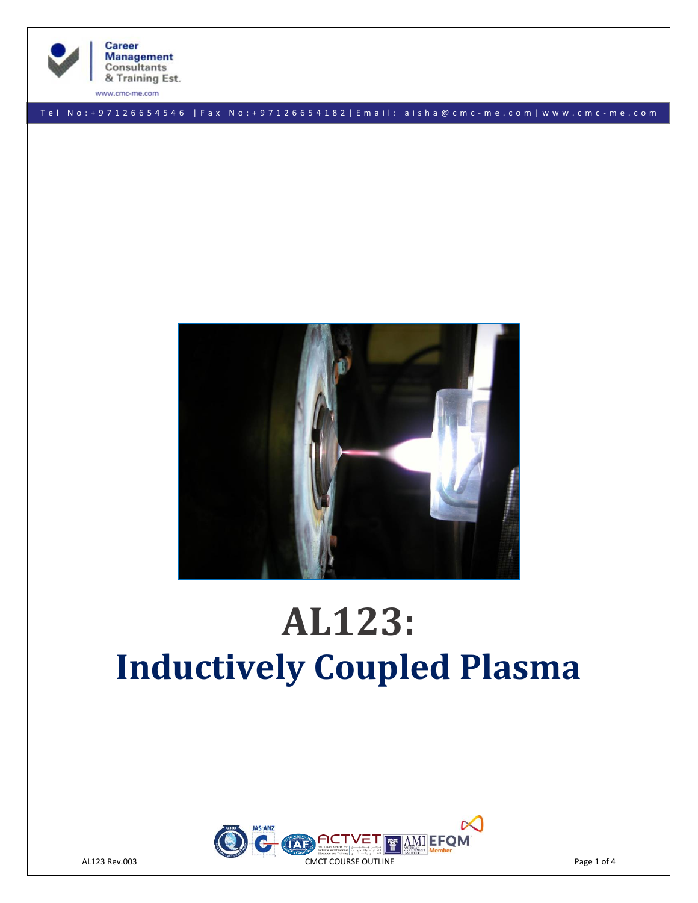# AL123:
# Inductively Coupled Plasma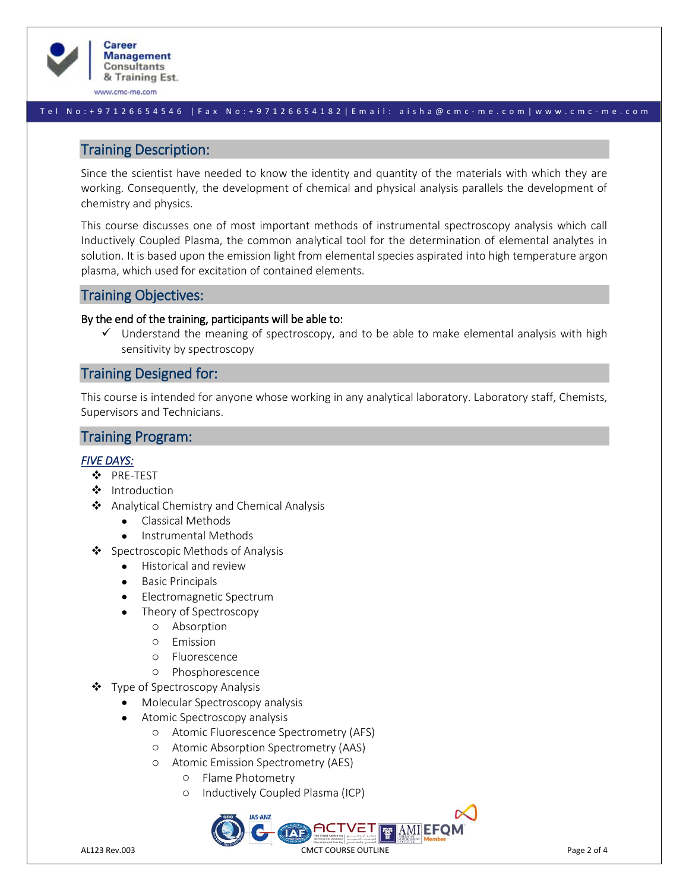## Training Description:

Since the scientist have needed to know the identity and quantity of the materials with which they are working. Consequently, the development of chemical and physical analysis parallels the development of chemistry and physics.

This course discusses one of most important methods of instrumental spectroscopy analysis which call Inductively Coupled Plasma, the common analytical tool for the determination of elemental analytes in solution. It is based upon the emission light from elemental species aspirated into high temperature argon plasma, which used for excitation of contained elements.

## Training Objectives:

**By the end of the training, participants will be able to:**

- ✓ Understand the meaning of spectroscopy, and to be able to make elemental analysis with high sensitivity by spectroscopy

## Training Designed for:

This course is intended for anyone whose working in any analytical laboratory. Laboratory staff, Chemists, Supervisors and Technicians.

## Training Program:

*FIVE DAYS:*

- PRE-TEST
- Introduction
- Analytical Chemistry and Chemical Analysis
  - Classical Methods
  - Instrumental Methods
- Spectroscopic Methods of Analysis
  - Historical and review
  - Basic Principals
  - Electromagnetic Spectrum
  - Theory of Spectroscopy
    - Absorption
    - Emission
    - Fluorescence
    - Phosphorescence
- Type of Spectroscopy Analysis
  - Molecular Spectroscopy analysis
  - Atomic Spectroscopy analysis
    - Atomic Fluorescence Spectrometry (AFS)
    - Atomic Absorption Spectrometry (AAS)
    - Atomic Emission Spectrometry (AES)
      - Flame Photometry
      - Inductively Coupled Plasma (ICP)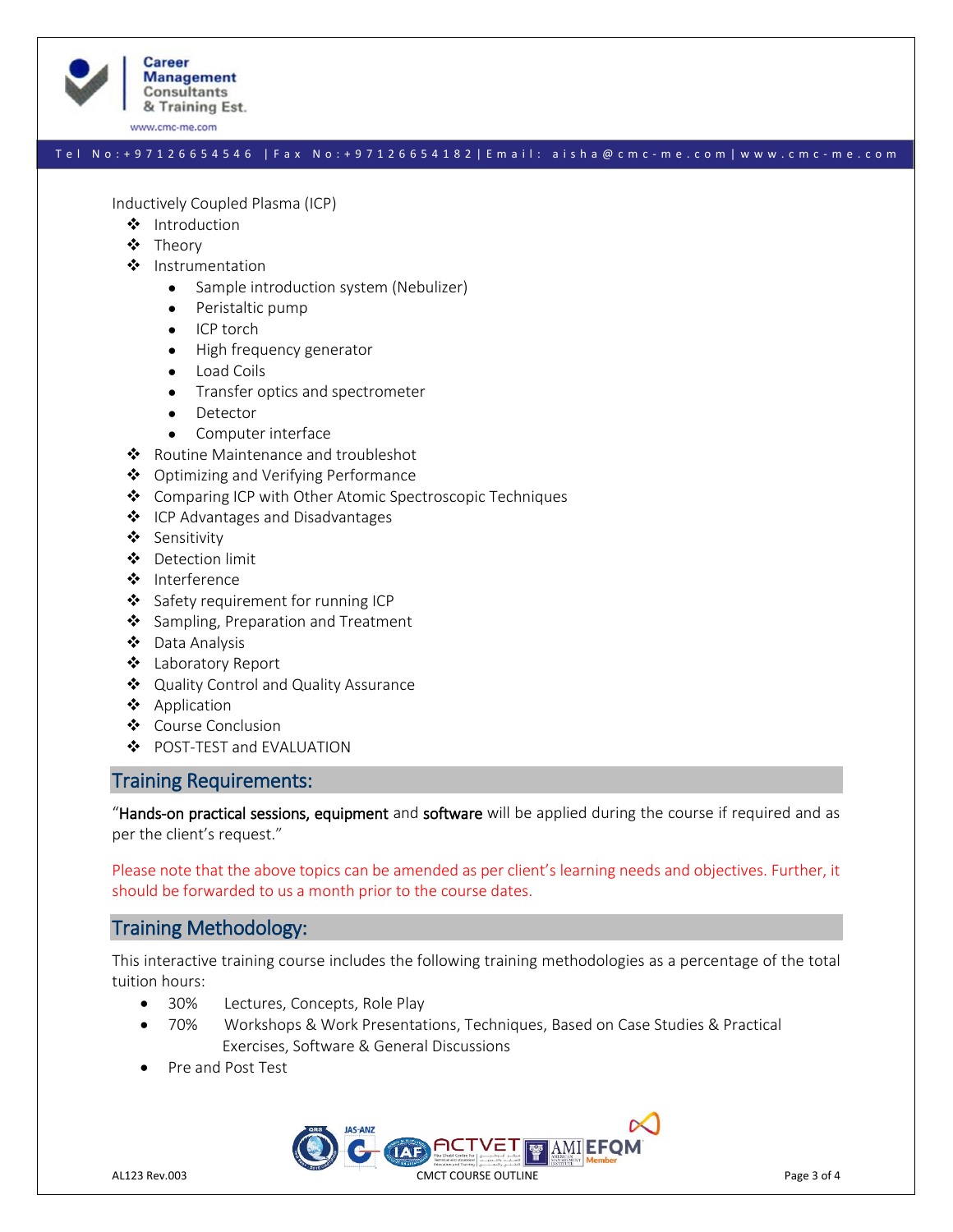Inductively Coupled Plasma (ICP)

- Introduction
- Theory
- Instrumentation
  - Sample introduction system (Nebulizer)
  - Peristaltic pump
  - ICP torch
  - High frequency generator
  - Load Coils
  - Transfer optics and spectrometer
  - Detector
  - Computer interface
- Routine Maintenance and troubleshot
- Optimizing and Verifying Performance
- Comparing ICP with Other Atomic Spectroscopic Techniques
- ICP Advantages and Disadvantages
- Sensitivity
- Detection limit
- Interference
- Safety requirement for running ICP
- Sampling, Preparation and Treatment
- Data Analysis
- Laboratory Report
- Quality Control and Quality Assurance
- Application
- Course Conclusion
- POST-TEST and EVALUATION

## Training Requirements:

"**Hands-on practical sessions, equipment** and **software** will be applied during the course if required and as per the client's request."

Please note that the above topics can be amended as per client's learning needs and objectives. Further, it should be forwarded to us a month prior to the course dates.

## Training Methodology:

This interactive training course includes the following training methodologies as a percentage of the total tuition hours:

- 30% Lectures, Concepts, Role Play
- 70% Workshops & Work Presentations, Techniques, Based on Case Studies & Practical Exercises, Software & General Discussions
- Pre and Post Test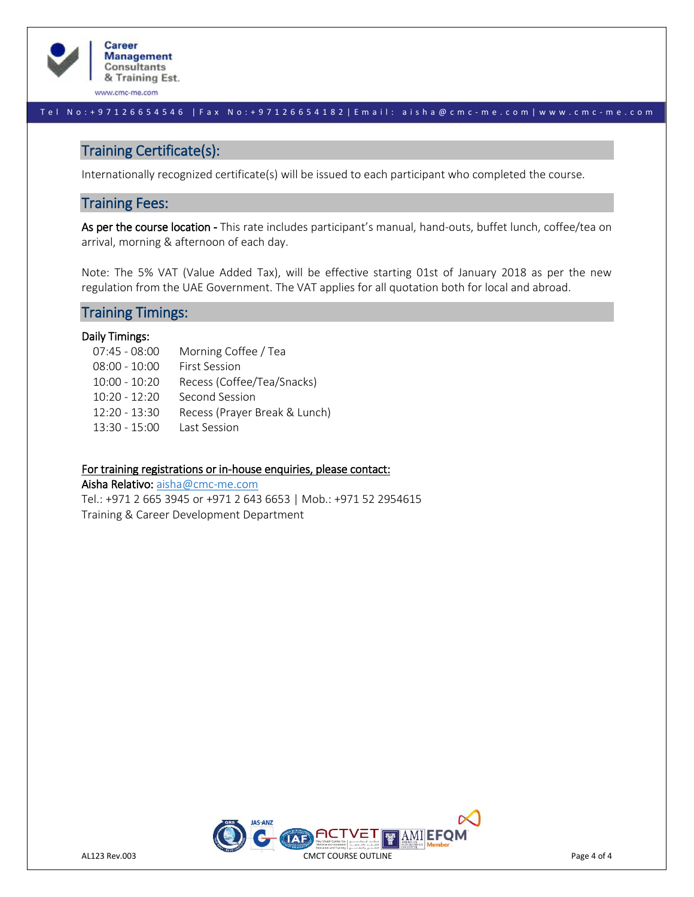## Training Certificate(s):

Internationally recognized certificate(s) will be issued to each participant who completed the course.

## Training Fees:

**As per the course location -** This rate includes participant's manual, hand-outs, buffet lunch, coffee/tea on arrival, morning & afternoon of each day.

Note: The 5% VAT (Value Added Tax), will be effective starting 01st of January 2018 as per the new regulation from the UAE Government. The VAT applies for all quotation both for local and abroad.

## Training Timings:

**Daily Timings:**

| | |
|---|---|
| 07:45 - 08:00 | Morning Coffee / Tea |
| 08:00 - 10:00 | First Session |
| 10:00 - 10:20 | Recess (Coffee/Tea/Snacks) |
| 10:20 - 12:20 | Second Session |
| 12:20 - 13:30 | Recess (Prayer Break & Lunch) |
| 13:30 - 15:00 | Last Session |

**For training registrations or in-house enquiries, please contact:**

**Aisha Relativo:** aisha@cmc-me.com

Tel.: +971 2 665 3945 or +971 2 643 6653 | Mob.: +971 52 2954615

Training & Career Development Department